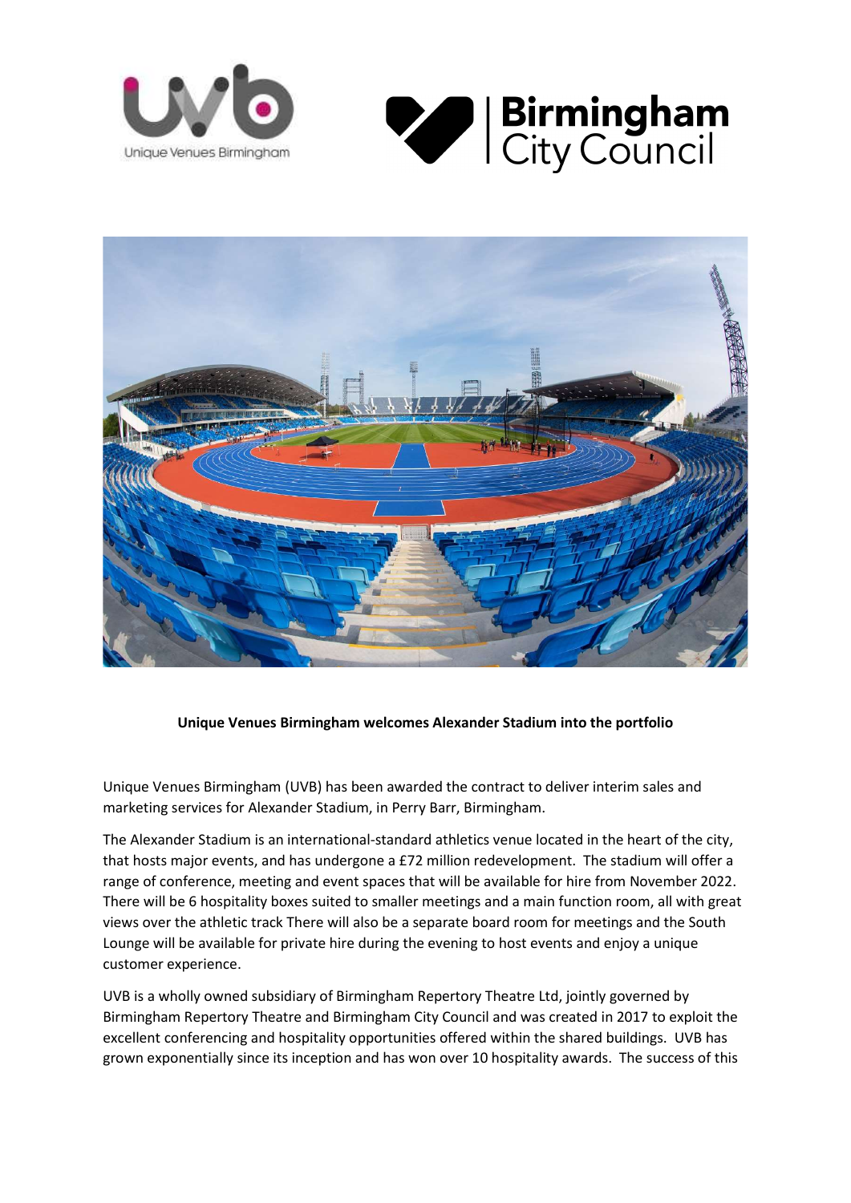**Unique Venues Birmingham welcomes Alexander Stadium into the portfolio**

Unique Venues Birmingham (UVB) has been awarded the contract to deliver interim sales and marketing services for Alexander Stadium, in Perry Barr, Birmingham.

The Alexander Stadium is an international-standard athletics venue located in the heart of the city, that hosts major events, and has undergone a £72 million redevelopment. The stadium will offer a range of conference, meeting and event spaces that will be available for hire from November 2022. There will be 6 hospitality boxes suited to smaller meetings and a main function room, all with great views over the athletic track There will also be a separate board room for meetings and the South Lounge will be available for private hire during the evening to host events and enjoy a unique customer experience.

UVB is a wholly owned subsidiary of Birmingham Repertory Theatre Ltd, jointly governed by Birmingham Repertory Theatre and Birmingham City Council and was created in 2017 to exploit the excellent conferencing and hospitality opportunities offered within the shared buildings. UVB has grown exponentially since its inception and has won over 10 hospitality awards. The success of this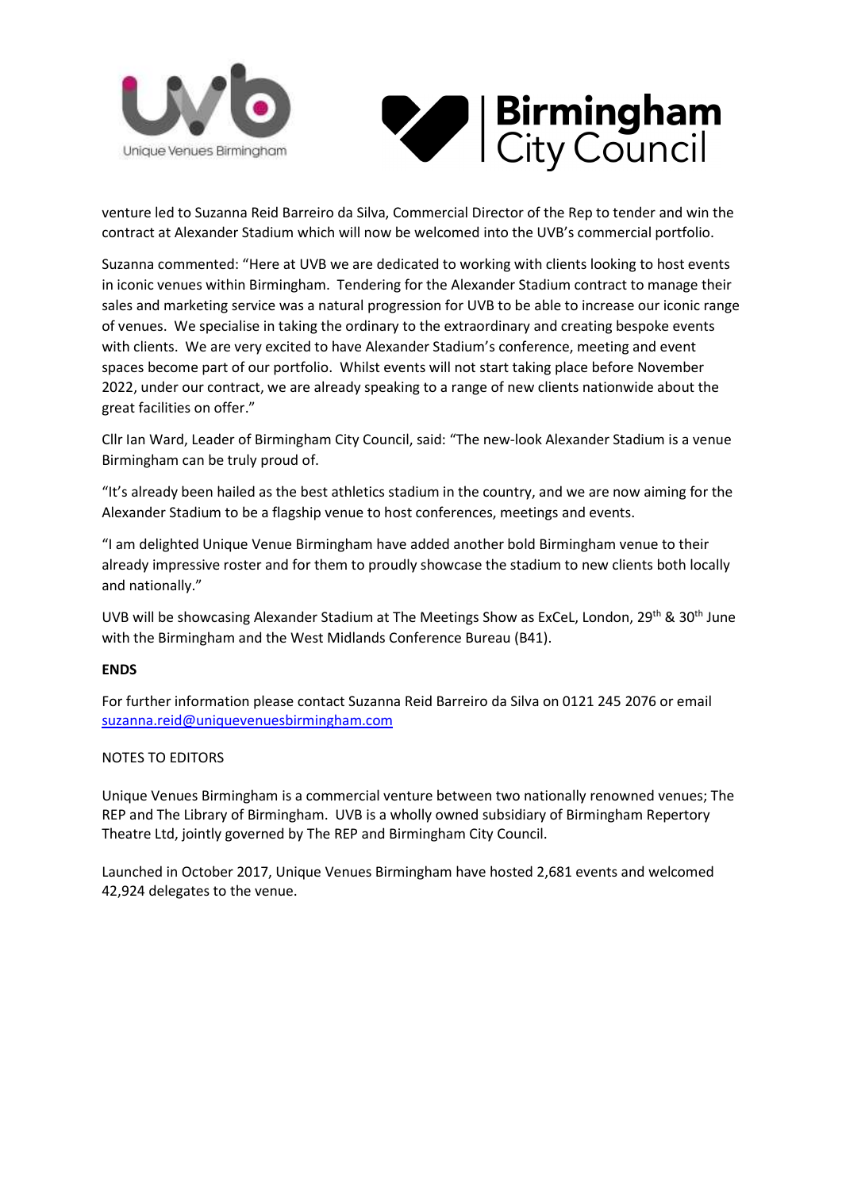venture led to Suzanna Reid Barreiro da Silva, Commercial Director of the Rep to tender and win the contract at Alexander Stadium which will now be welcomed into the UVB's commercial portfolio.

Suzanna commented: "Here at UVB we are dedicated to working with clients looking to host events in iconic venues within Birmingham. Tendering for the Alexander Stadium contract to manage their sales and marketing service was a natural progression for UVB to be able to increase our iconic range of venues. We specialise in taking the ordinary to the extraordinary and creating bespoke events with clients. We are very excited to have Alexander Stadium's conference, meeting and event spaces become part of our portfolio. Whilst events will not start taking place before November 2022, under our contract, we are already speaking to a range of new clients nationwide about the great facilities on offer."

Cllr Ian Ward, Leader of Birmingham City Council, said: "The new-look Alexander Stadium is a venue Birmingham can be truly proud of.

"It's already been hailed as the best athletics stadium in the country, and we are now aiming for the Alexander Stadium to be a flagship venue to host conferences, meetings and events.

"I am delighted Unique Venue Birmingham have added another bold Birmingham venue to their already impressive roster and for them to proudly showcase the stadium to new clients both locally and nationally."

UVB will be showcasing Alexander Stadium at The Meetings Show as ExCeL, London, 29th & 30th June with the Birmingham and the West Midlands Conference Bureau (B41).

**ENDS**

For further information please contact Suzanna Reid Barreiro da Silva on 0121 245 2076 or email suzanna.reid@uniquevenuesbirmingham.com

NOTES TO EDITORS

Unique Venues Birmingham is a commercial venture between two nationally renowned venues; The REP and The Library of Birmingham. UVB is a wholly owned subsidiary of Birmingham Repertory Theatre Ltd, jointly governed by The REP and Birmingham City Council.

Launched in October 2017, Unique Venues Birmingham have hosted 2,681 events and welcomed 42,924 delegates to the venue.